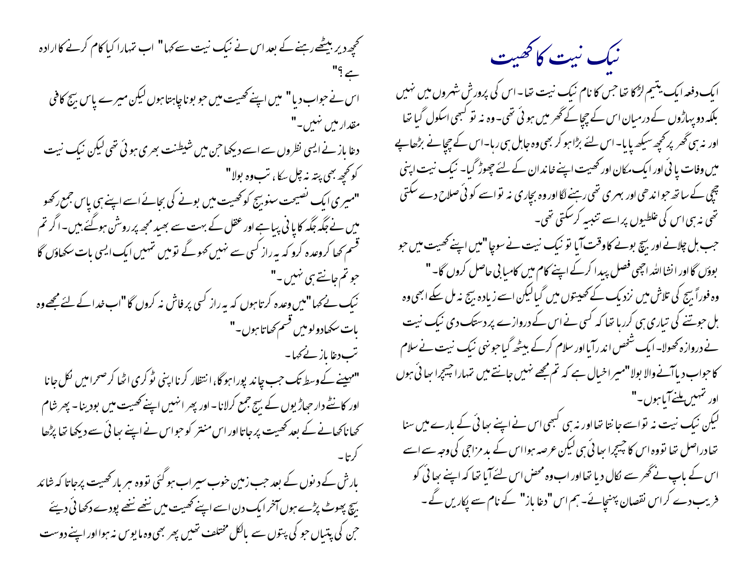# نیک نیت کا کھیت

ایک دفعہ ایک یتیم لڑکا تھا جس کا نام نیک نیت تھا۔ اس کی پرورش شہروں میں نہیں بلکہ دو پہاڑوں کے درمیان اس کے چچا کے گھر میں ہوئی تھی۔ وہ نہ تو کبھی اسکول گیا تھا اور نہ ہی گھر پر کچھ سیکھ پایا۔ اس لئے بڑا ہو کر بھی وہ جاہل ہی رہا۔ اس کے چچا نے بڑھاپے میں وفات پائی اور ایک مکان اور کھیت اپنے خاندان کے لئے چھوڑ گیا۔ نیک نیت اپنی چچی کے ساتھ جو اندھی اور بہری تھی رہنے لگا اور وہ بچاری نہ تو اسے کوئی صلاح دے سکتی تھی نہ ہی اس کی غلطیوں پر اسے تنبیہ کر سکتی تھی۔

جب ہل چلانے اور بیج بونے کا وقت آیا تو نیک نیت نے سوچا "میں اپنے کھیت میں جو بوؤں گا اور انشا اللہ اچھی فصل پیدا کر کے اپنے کام میں کامیابی حاصل کروں گا۔"

وہ فوراً بیج کی تلاش میں نزدیک کے کھیتوں میں گیا لیکن اسے زیادہ بیج نہ مل سکے ابھی وہ ہل جوتنے کی تیاری ہی کر رہا تھا کہ کسی نے اس کے دروازے پر دستک دی نیک نیت نے دروازہ کھولا۔ ایک شخص اندر آیا اور سلام کر کے بیٹھ گیا جونہی نیک نیت نے سلام کا جواب دیا آنے والا بولا "میرا خیال ہے کہ تم مجھے نہیں جانتے میں تمہارا چیچرا بھائی ہوں اور تمہیں ملنے آیا ہوں۔"

لیکن نیک نیت نہ تو اسے جانتا تھا اور نہ ہی کبھی اس نے اپنے بھائی کے بارے میں سنا تھا دراصل تھا تو وہ اس کا چیچرا بھائی ہی لیکن عرصہ ہوا اس کے بدمزاجی کی وجہ سے اسے اس کے باپ نے گھر سے نکال دیا تھا اور اب وہ محض اس لئے آیا تھا کہ اپنے بھائی کو فریب دے کر اسے نقصان پہنچائے۔ ہم اس "دغا باز" کے نام سے پکاریں گے۔

کچھ دیر بیٹھے رہنے کے بعد اس نے نیک نیت سے کہا "اب تمہارا کیا کام کرنے کا ارادہ ہے؟"

اس نے جواب دیا "میں اپنے کھیت میں جو بونا چاہتا ہوں لیکن میرے پاس بیج کافی مقدار میں نہیں۔"

دغا باز نے ایسی نظروں سے اسے دیکھا جن میں شیطنت بھری ہوئی تھی لیکن نیک نیت کو کچھ بھی پتہ نہ چل سکا، تب وہ بولا "

"میری ایک نصیحت سنو بیج کو کھیت میں بونے کی بجائے اسے اپنے ہی پاس جمع رکھو میں نے جگہ جگہ کا پانی پیا ہے اور عقل کے بہت سے بھید مجھ پر روشن ہو گئے ہیں۔ اگر تم قسم کھا کر وعدہ کرو کہ یہ راز کسی سے نہیں کہو گے تو میں تمہیں ایک ایسی بات سکھاؤں گا جو تم جانتے ہی نہیں۔"

نیک نے کہا "میں وعدہ کرتا ہوں کہ یہ راز کسی پر فاش نہ کروں گا "اب خدا کے لئے مجھے وہ بات سکھا دو لو میں قسم کھاتا ہوں۔"

تب دغا باز نے کہا۔

"مہینے کے وسط تک جب چاند پورا ہو گا، انتظار کرنا اپنی ٹوکری اٹھا کر صحرا میں نکل جانا اور کانٹے دار جھاڑیوں کے بیج جمع کر لانا۔ اور پھر انہیں اپنے کھیت میں بو دینا۔ پھر شام کھانا کھانے کے بعد کھیت پر جاتا اور اس منتر کو جو اس نے اپنے بھائی سے دیکھا تھا پڑھا کرتا۔

بارش کے دنوں کے بعد جب زمین خوب سیراب ہو گئی تو وہ ہر بار کھیت پر جاتا کہ شائد بیج پھوٹ پڑے ہوں آخر ایک دن اسے اپنے کھیت میں ننھے ننھے پودے دکھائی دیئے جن کی پتیاں جو کی پتوں سے بالکل مختلف تھیں پھر بھی وہ مایوس نہ ہوا اور اپنے دوست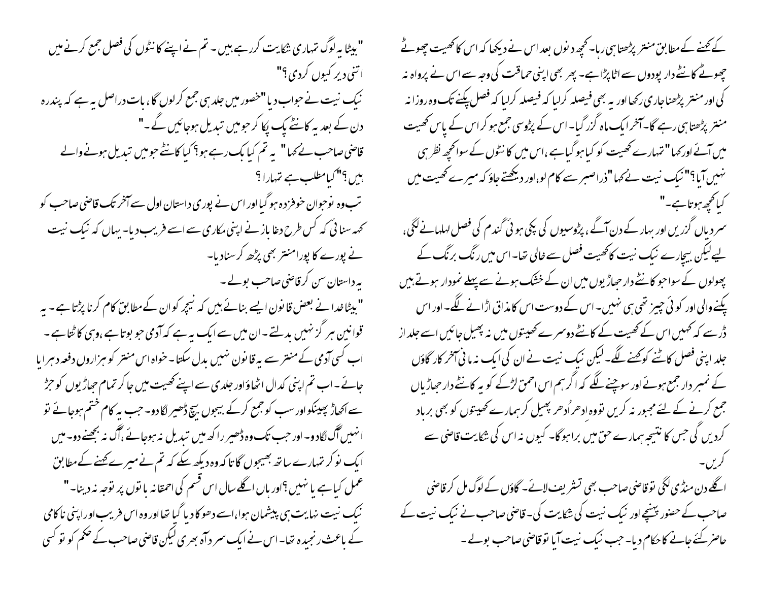کے کہنے کے مطابق منتر پڑھتا ہی رہا۔ کچھ دنوں بعد اس نے دیکھا کہ اس کا کھیت چھوٹے چھوٹے کانٹے دار پودوں سے اٹا پڑا ہے۔ پھر بھی اپنی حماقت کی وجہ سے اس نے پرواہ نہ کی اور منتر پڑھنا جاری رکھا اور یہ بھی فیصلہ کر لیا کہ فصل پکنے تک وہ روزانہ منتر پڑھتا ہی رہے گا۔ آخر ایک ماہ گزر گیا۔ اس کے پڑوسی جمع ہو کر اس کے پاس کھیت میں آئے اور کہا "تمہارے کھیت کو کیا ہو گیا ہے، اس میں کانٹوں کے سوا کچھ نظر ہی نہیں آیا؟" نیک نیت نے کہا "ذرا صبر سے کام لو، اور دیکھتے جاؤ کہ میرے کھیت میں کیا کچھ ہوتا ہے۔"

سردیاں گزریں اور بہار کے دن آ گئے، پڑوسیوں کی پکی ہوئی گندم کی فصل لہلہانے لگی، لیے لیکن بیچارے نیک نیت کا کھیت فصل سے خالی تھا۔ اس میں رنگ برنگ کے پھولوں کے سوا جو کانٹے دار جھاڑیوں میں ان کے خشک ہونے سے پہلے نمودار ہوتے ہیں پکنے والی اور کوئی چیز تھی ہی نہیں۔ اس کے دوست اس کا مذاق اڑانے لگے۔ اور اس ڈر سے کہ کہیں اس کے کھیت کے کانٹے دوسرے کھیتوں میں نہ پھیل جائیں اسے جلد از جلد اپنی فصل کاٹنے کو کہنے لگے۔ لیکن نیک نیت نے ان کی ایک نہ مانی آخر کار گاؤں کے نمبر دار جمع ہوئے اور سوچنے لگے کہ اگر ہم اس احمق لڑکے کو یہ کانٹے دار جھاڑیاں جمع کرنے کے لئے مجبور نہ کریں تو وہ اِدھر اُدھر پھیل کر ہمارے کھیتوں کو بھی برباد کر دیں گی جس کا نتیجہ ہمارے حق میں برا ہو گا۔ کیوں نہ اس کی شکایت قاضی سے کریں۔

اگلے دن منڈی لگی تو قاضی صاحب بھی تشریف لائے۔ گاؤں کے لوگ مل کر قاضی صاحب کے حضور پہنچے اور نیک نیت کی شکایت کی۔ قاضی صاحب نے نیک نیت کے حاضر کئے جانے کا حکم دیا۔ جب نیک نیت آیا تو قاضی صاحب بولے۔

"بیٹا یہ لوگ تمہاری شکایت کر رہے ہیں۔ تم نے اپنے کانٹوں کی فصل جمع کرنے میں اتنی دیر کیوں کر دی؟"

نیک نیت نے جواب دیا "حضور میں جلد ہی جمع کر لوں گا، بات دراصل یہ ہے کہ پندرہ دن کے بعد یہ کانٹے پک پکا کر جو میں تبدیل ہو جائیں گے۔"

قاضی صاحب نے کہا " یہ تم کیا بک رہے ہو؟ کیا کانٹے جو میں تبدیل ہونے والے ہیں؟" کیا مطلب ہے تمہارا؟

تب وہ نوجوان خوفزدہ ہو گیا اور اس نے پوری داستان اول سے آخر تک قاضی صاحب کو کہہ سنائی کہ کس طرح دغا باز نے اپنی مکاری سے اسے فریب دیا۔ یہاں کہ نیک نیت نے پورے کا پورا منتر بھی پڑھ کر سنا دیا۔

یہ داستان سن کر قاضی صاحب بولے۔

"بیٹا خدا نے بعض قانون ایسے بنائے ہیں کہ نیچر کو ان کے مطابق کام کرنا پڑتا ہے۔ یہ قوانین ہرگز نہیں بدلتے۔ ان میں سے ایک یہ ہے کہ آدمی جو بوتا ہے، وہی کاٹتا ہے۔ اب کسی آدمی کے منتر سے یہ قانون نہیں بدل سکتا۔ خواہ اس منتر کو ہزاروں دفعہ دہرایا جائے۔ اب تم اپنی کدال اٹھاؤ اور جلدی سے اپنے کھیت میں جا کر تمام جھاڑیوں کو جڑ سے اکھاڑ پھینکو اور سب کو جمع کر کے بیچوں بیچ ڈھیر لگا دو۔ جب یہ کام ختم ہو جائے تو انہیں آگ لگا دو۔ اور جب تک وہ ڈھیر راکھ میں تبدیل نہ ہو جائے، آگ نہ بجھنے دو۔ میں ایک نوکر تمہارے ساتھ بھیجوں گا تا کہ وہ دیکھ سکے کہ تم نے میرے کہنے کے مطابق عمل کیا ہے یا نہیں؟ اور ہاں اگلے سال اس قسم کی احمقانہ باتوں پر توجہ نہ دینا۔"

نیک نیت نہایت ہی پشیمان ہوا، اسے دھوکا دیا گیا تھا اور وہ اس فریب اور اپنی ناکامی کے باعث رنجیدہ تھا۔ اس نے ایک سرد آہ بھری لیکن قاضی صاحب کے حکم کو تو کسی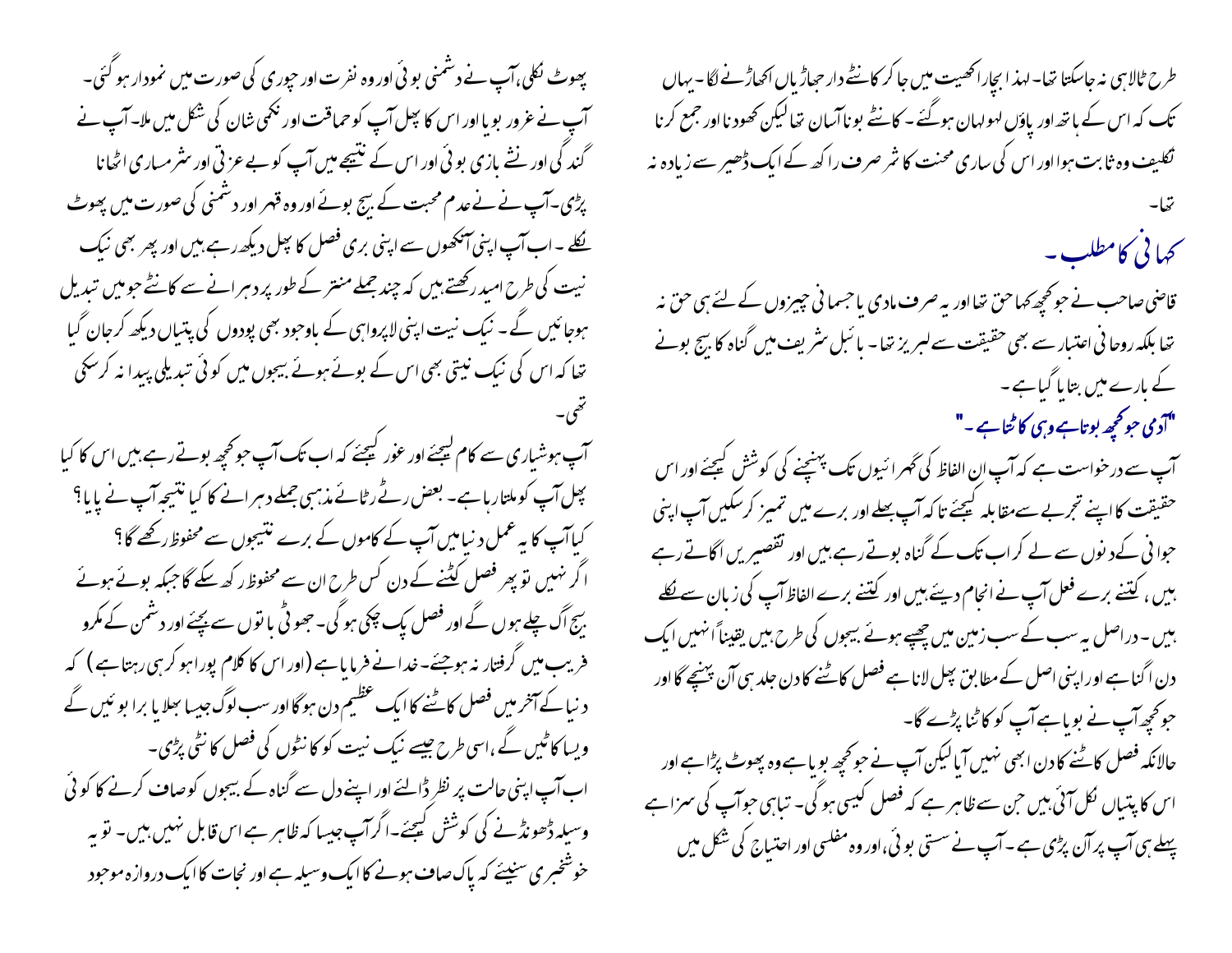طرح ٹالا ہی نہ جاسکتا تھا۔ لہذا بچارا کھیت میں جا کر کانٹے دار جھاڑیاں اکھاڑنے لگا۔ یہاں تک کہ اس کے ہاتھ اور پاؤں لہو لہان ہوگئے۔ کانٹے بونا آسان تھا لیکن کھودنا اور جمع کرنا تکلیف وہ ثابت ہوا اور اس کی ساری محنت کا ثمر صرف راکھ کے ایک ڈھیر سے زیادہ نہ تھا۔

## کہانی کا مطلب۔

قاضی صاحب نے جو کچھ کہا حق تھا اور یہ صرف مادی یا جسمانی چیزوں کے لئے ہی حق نہ تھا بلکہ روحانی اعتبار سے بھی حقیقت سے لبریز تھا۔ بائبل شریف میں گناہ کا بیج بونے کے بارے میں بتایا گیا ہے۔

**"آدمی جو کچھ بوتا ہے وہی کاٹتا ہے۔"**

آپ سے درخواست ہے کہ آپ ان الفاظ کی گہرائیوں تک پہنچنے کی کوشش کیجئے اور اس حقیقت کا اپنے تجربے سے مقابلہ کیجئے تا کہ آپ بھلے اور برے میں تمیز کر سکیں آپ اپنی جوانی کے دنوں سے لے کر اب تک کے گناہ بوتے رہے ہیں اور تقصیریں اگاتے رہے ہیں، کتنے برے فعل آپ نے انجام دیئے ہیں اور کتنے برے الفاظ آپ کی زبان سے نکلے ہیں۔ دراصل یہ سب کے سب زمین میں چھپے ہوئے بیجوں کی طرح ہیں یقیناً انہیں ایک دن اگنا ہے اور اپنی اصل کے مطابق پھل لانا ہے فصل کاٹنے کا دن جلد ہی آن پہنچے گا اور جو کچھ آپ نے بویا ہے آپ کو کاٹنا پڑے گا۔

حالانکہ فصل کاٹنے کا دن ابھی نہیں آیا لیکن آپ نے جو کچھ بویا ہے وہ پھوٹ پڑا ہے اور اس کا پتیاں نکل آئی ہیں جن سے ظاہر ہے کہ فصل کیسی ہوگی۔ تباہی جو آپ کی سزا ہے پہلے ہی آپ پر آن پڑی ہے۔ آپ نے سستی بوئی، اور وہ مفلسی اور احتیاج کی شکل میں پھوٹ نکلی، آپ نے دشمنی بوئی اور وہ نفرت اور چوری کی صورت میں نمودار ہوگئی۔ آپ نے غرور بویا اور اس کا پھل آپ کو حماقت اور نکمی شان کی شکل میں ملا۔ آپ نے گندگی اور نشے بازی بوئی اور اس کے نتیجے میں آپ کو بے عزتی اور شرمساری اٹھانا پڑی۔ آپ نے عدم محبت کے بیج بوئے اور وہ قہر اور دشمنی کی صورت میں پھوٹ نکلے۔ اب آپ اپنی آنکھوں سے اپنی بری فصل کا پھل دیکھ رہے ہیں اور پھر بھی نیک نیت کی طرح امید رکھتے ہیں کہ چند جملے منتر کے طور پر دہرانے سے کانٹے جو میں تبدیل ہوجائیں گے۔ نیک نیت اپنی لاپرواہی کے باوجود بھی پودوں کی پتیاں دیکھ کر جان گیا تھا کہ اس کی نیک نیتی بھی اس کے بوئے ہوئے بیجوں میں کوئی تبدیلی پیدا نہ کر سکی تھی۔

آپ ہوشیاری سے کام لیجئے اور غور کیجئے کہ اب تک آپ جو کچھ بوتے رہے ہیں اس کا کیا پھل آپ کو ملتا رہا ہے۔ بعض رٹے رٹائے مذہبی جملے دہرانے کا کیا نتیجہ آپ نے پایا؟ کیا آپ کا یہ عمل دنیا میں آپ کے کاموں کے برے نتیجوں سے محفوظ رکھے گا؟ اگر نہیں تو پھر فصل کٹنے کے دن کس طرح ان سے محفوظ رکھ سکے گا جبکہ بوئے ہوئے بیج اگ چلے ہوں گے اور فصل پک چکی ہوگی۔ جھوٹی باتوں سے بچئے اور دشمن کے مکرو فریب میں گرفتار نہ ہوجئے۔ خدا نے فرمایا ہے (اور اس کا کلام پورا ہو کر ہی رہتا ہے) کہ دنیا کے آخر میں فصل کاٹنے کا ایک عظیم دن ہوگا اور سب لوگ جیسا بھلا یا برا بوئیں گے ویسا کاٹیں گے، اسی طرح جیسے نیک نیت کو کانٹوں کی فصل کاٹنی پڑی۔

اب آپ اپنی حالت پر نظر ڈالئے اور اپنے دل سے گناہ کے بیجوں کو صاف کرنے کا کوئی وسیلہ ڈھونڈنے کی کوشش کیجئے۔ اگر آپ جیسا کہ ظاہر ہے اس قابل نہیں ہیں۔ تو یہ خوشخبری سنیئے کہ پاک صاف ہونے کا ایک وسیلہ ہے اور نجات کا ایک دروازہ موجود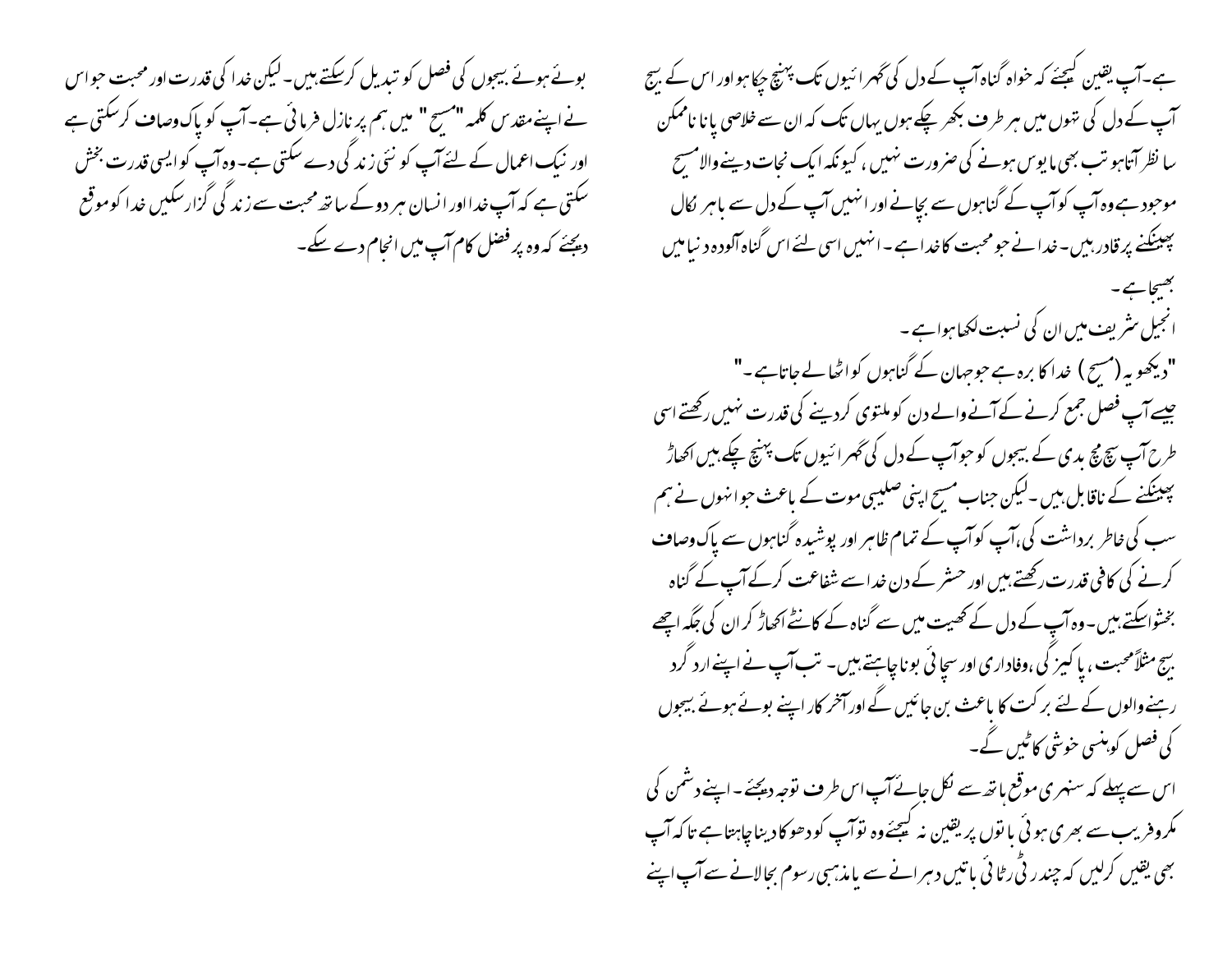ہے۔آپ یقین کیجئے کہ خواہ گناہ آپ کے دل کی گہرائیوں تک پہنچ چکا ہو اور اس کے بیج آپ کے دل کی تہوں میں ہر طرف بکھر چکے ہوں یہاں تک کہ ان سے خلاصی پانا ناممکن سا نظر آتا ہو تب بھی مایوس ہونے کی ضرورت نہیں ، کیونکہ ایک نجات دینے والا مسیح موجود ہے وہ آپ کو آپ کے گناہوں سے بچانے اور انہیں آپ کے دل سے باہر نکال پھینکنے پر قادر ہیں۔ خدا نے جو محبت کا خدا ہے ۔ انہیں اسی لئے اس گناہ آلودہ دنیا میں بھیجا ہے۔

انجیل شریف میں ان کی نسبت لکھا ہوا ہے۔

"دیکھو یہ (مسیح) خدا کا برہ ہے جو جہان کے گناہوں کو اٹھا لے جاتا ہے۔"

جیسے آپ فصل جمع کرنے کے آنے والے دن کو ملتوی کردینے کی قدرت نہیں رکھتے اسی طرح آپ سچ مچ بدی کے بیجوں کو جو آپ کے دل کی گہرائیوں تک پہنچ چکے ہیں اکھاڑ پھینکنے کے ناقابل ہیں۔ لیکن جناب مسیح اپنی صلیبی موت کے باعث جو انہوں نے ہم سب کی خاطر برداشت کی، آپ کو آپ کے تمام ظاہر اور پوشیدہ گناہوں سے پاک وصاف کرنے کی کافی قدرت رکھتے ہیں اور حشر کے دن خدا سے شفاعت کرکے آپ کے گناہ بخشوا سکتے ہیں۔ وہ آپ کے دل کے کھیت میں سے گناہ کے کانٹے اکھاڑ کر ان کی جگہ اچھے بیج مثلاً محبت ، پاکیزگی ،وفاداری اور سچائی بونا چاہتے ہیں۔ تب آپ نے اپنے ارد گرد رہنے والوں کے لئے برکت کا باعث بن جائیں گے اور آخر کار اپنے بوئے ہوئے بیجوں کی فصل کو ہنسی خوشی کاٹیں گے۔

اس سے پہلے کہ سنہری موقع ہاتھ سے نکل جائے آپ اس طرف توجہ دیجئے ۔ اپنے دشمن کی مکروفریب سے بھری ہوئی باتوں پر یقین نہ کیجئے وہ تو آپ کو دھوکا دینا چاہتا ہے تاکہ آپ بھی یقین کرلیں کہ چند رٹی رٹائی باتیں دہرانے سے یا مذہبی رسوم بجالانے سے آپ اپنے بوئے ہوئے بیجوں کی فصل کو تبدیل کرسکتے ہیں۔ لیکن خدا کی قدرت اور محبت جو اس نے اپنے مقدس کلمہ "مسیح" میں ہم پر نازل فرمائی ہے۔آپ کو پاک وصاف کرسکتی ہے اور نیک اعمال کے لئے آپ کو نئی زندگی دے سکتی ہے۔ وہ آپ کو ایسی قدرت بخش سکتی ہے کہ آپ خدا اور انسان ہر دو کے ساتھ محبت سے زندگی گزار سکیں خدا کو موقع دیجئے کہ وہ پرفضل کام آپ میں انجام دے سکے۔